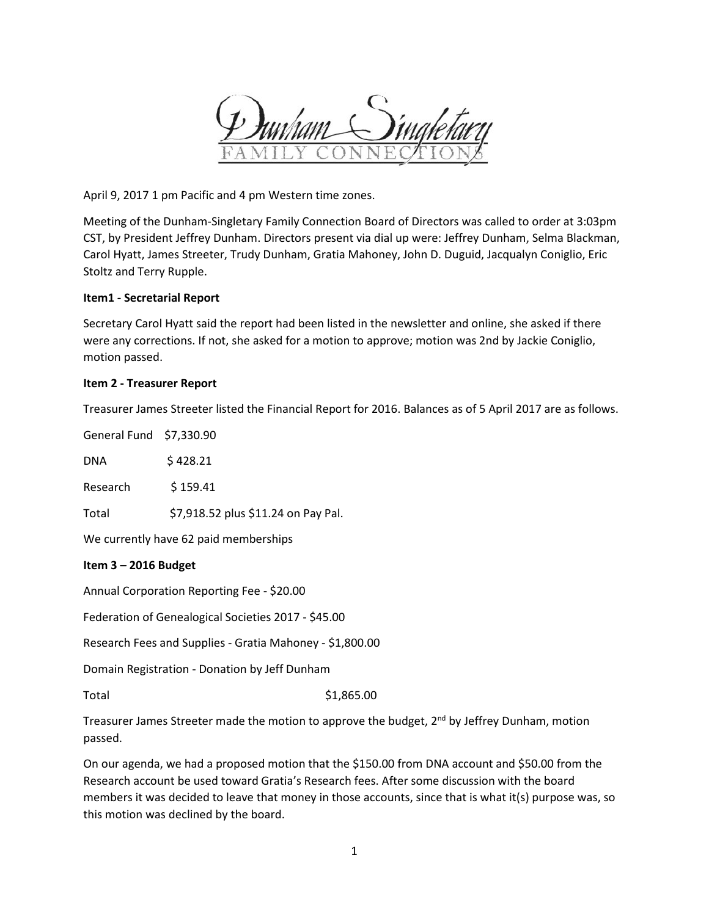# Dunham Singletary

FAMILY CONNECTIONS

April 9, 2017 1 pm Pacific and 4 pm Western time zones.

Meeting of the Dunham-Singletary Family Connection Board of Directors was called to order at 3:03pm CST, by President Jeffrey Dunham. Directors present via dial up were: Jeffrey Dunham, Selma Blackman, Carol Hyatt, James Streeter, Trudy Dunham, Gratia Mahoney, John D. Duguid, Jacqualyn Coniglio, Eric Stoltz and Terry Rupple.

**Item1 - Secretarial Report**

Secretary Carol Hyatt said the report had been listed in the newsletter and online, she asked if there were any corrections. If not, she asked for a motion to approve; motion was 2nd by Jackie Coniglio, motion passed.

**Item 2 - Treasurer Report**

Treasurer James Streeter listed the Financial Report for 2016. Balances as of 5 April 2017 are as follows.

General Fund $7,330.90

DNA $ 428.21

Research $ 159.41

Total $7,918.52 plus $11.24 on Pay Pal.

We currently have 62 paid memberships

**Item 3 – 2016 Budget**

Annual Corporation Reporting Fee - $20.00

Federation of Genealogical Societies 2017 - $45.00

Research Fees and Supplies - Gratia Mahoney - $1,800.00

Domain Registration - Donation by Jeff Dunham

Total $1,865.00

Treasurer James Streeter made the motion to approve the budget, 2nd by Jeffrey Dunham, motion passed.

On our agenda, we had a proposed motion that the $150.00 from DNA account and $50.00 from the Research account be used toward Gratia's Research fees. After some discussion with the board members it was decided to leave that money in those accounts, since that is what it(s) purpose was, so this motion was declined by the board.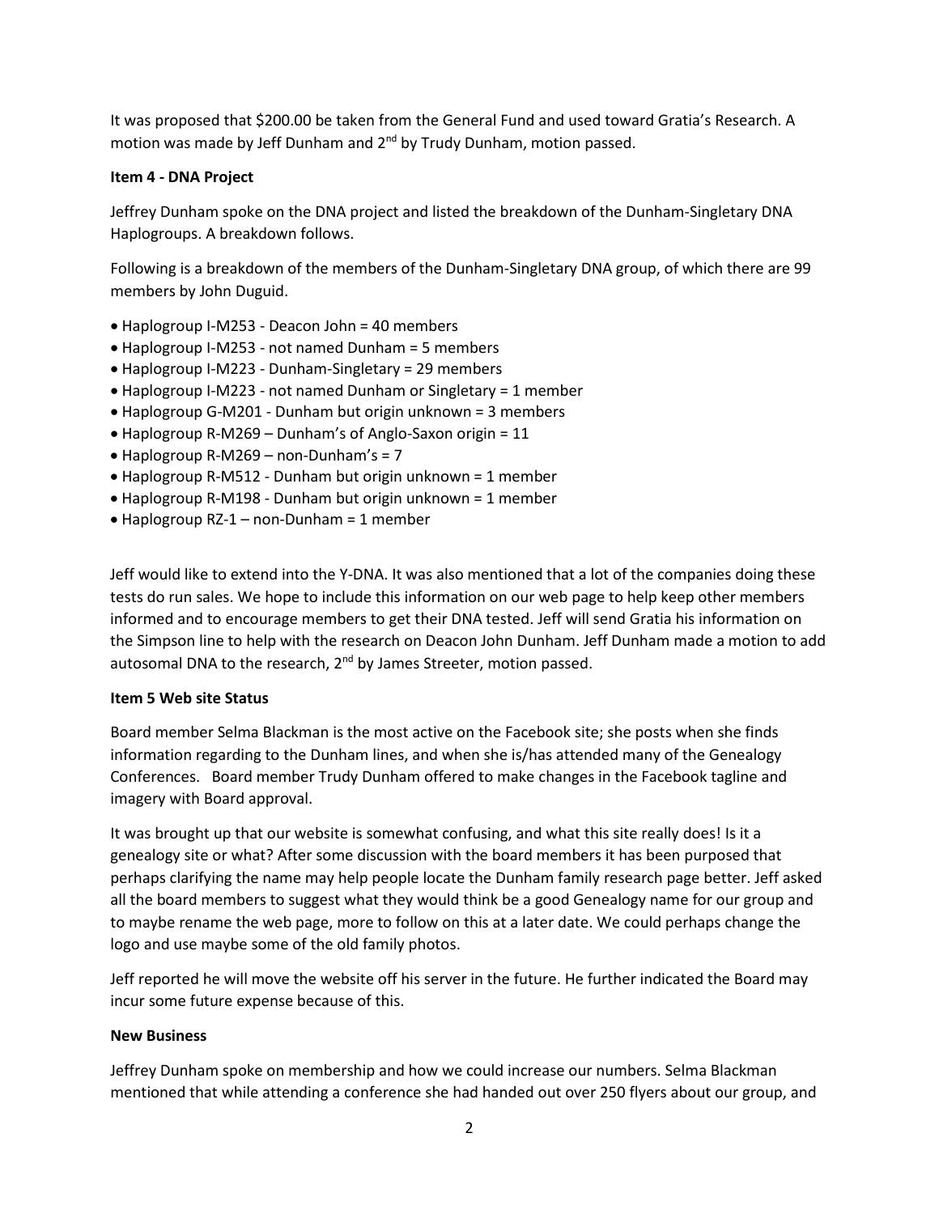It was proposed that $200.00 be taken from the General Fund and used toward Gratia's Research. A motion was made by Jeff Dunham and 2nd by Trudy Dunham, motion passed.

**Item 4 - DNA Project**

Jeffrey Dunham spoke on the DNA project and listed the breakdown of the Dunham-Singletary DNA Haplogroups. A breakdown follows.

Following is a breakdown of the members of the Dunham-Singletary DNA group, of which there are 99 members by John Duguid.

- Haplogroup I-M253 - Deacon John = 40 members
- Haplogroup I-M253 - not named Dunham = 5 members
- Haplogroup I-M223 - Dunham-Singletary = 29 members
- Haplogroup I-M223 - not named Dunham or Singletary = 1 member
- Haplogroup G-M201 - Dunham but origin unknown = 3 members
- Haplogroup R-M269 – Dunham's of Anglo-Saxon origin = 11
- Haplogroup R-M269 – non-Dunham's = 7
- Haplogroup R-M512 - Dunham but origin unknown = 1 member
- Haplogroup R-M198 - Dunham but origin unknown = 1 member
- Haplogroup RZ-1 – non-Dunham = 1 member

Jeff would like to extend into the Y-DNA. It was also mentioned that a lot of the companies doing these tests do run sales. We hope to include this information on our web page to help keep other members informed and to encourage members to get their DNA tested. Jeff will send Gratia his information on the Simpson line to help with the research on Deacon John Dunham. Jeff Dunham made a motion to add autosomal DNA to the research, 2nd by James Streeter, motion passed.

**Item 5 Web site Status**

Board member Selma Blackman is the most active on the Facebook site; she posts when she finds information regarding to the Dunham lines, and when she is/has attended many of the Genealogy Conferences. Board member Trudy Dunham offered to make changes in the Facebook tagline and imagery with Board approval.

It was brought up that our website is somewhat confusing, and what this site really does! Is it a genealogy site or what? After some discussion with the board members it has been purposed that perhaps clarifying the name may help people locate the Dunham family research page better. Jeff asked all the board members to suggest what they would think be a good Genealogy name for our group and to maybe rename the web page, more to follow on this at a later date. We could perhaps change the logo and use maybe some of the old family photos.

Jeff reported he will move the website off his server in the future. He further indicated the Board may incur some future expense because of this.

**New Business**

Jeffrey Dunham spoke on membership and how we could increase our numbers. Selma Blackman mentioned that while attending a conference she had handed out over 250 flyers about our group, and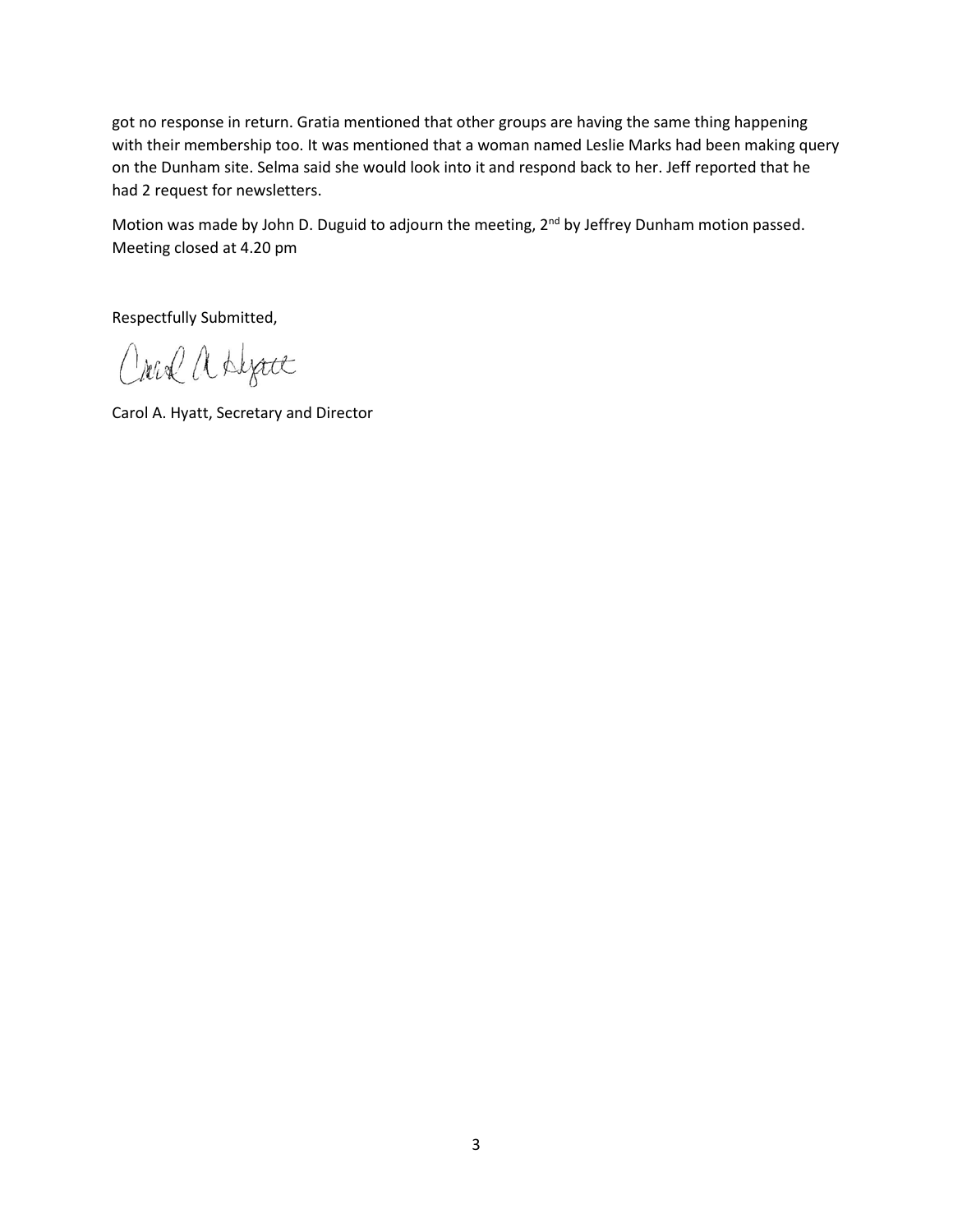got no response in return. Gratia mentioned that other groups are having the same thing happening with their membership too. It was mentioned that a woman named Leslie Marks had been making query on the Dunham site. Selma said she would look into it and respond back to her. Jeff reported that he had 2 request for newsletters.

Motion was made by John D. Duguid to adjourn the meeting, 2nd by Jeffrey Dunham motion passed. Meeting closed at 4.20 pm

Respectfully Submitted,

Carol A. Hyatt

Carol A. Hyatt, Secretary and Director